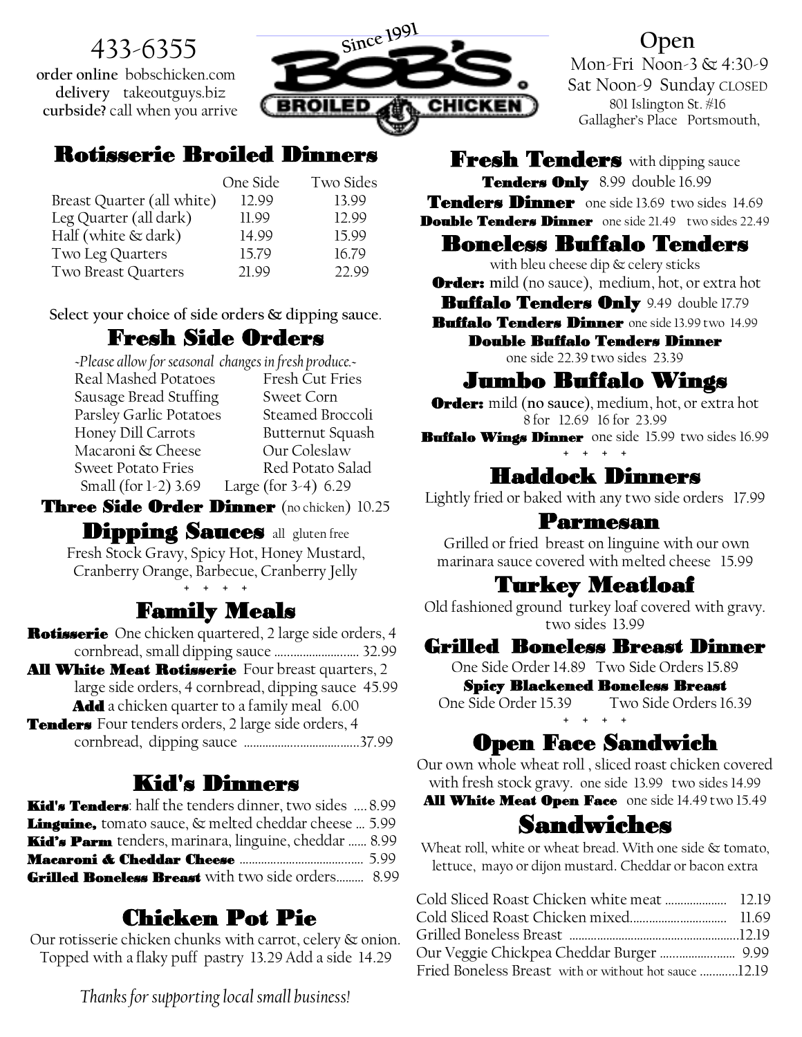433-6355

**order online** bobschicken.com
**delivery** takeoutguys.biz
**curbside?** call when you arrive

Since 1991

# BOB'S BROILED CHICKEN

**Open**
Mon-Fri Noon-3 & 4:30-9
Sat Noon-9 Sunday CLOSED
801 Islington St. #16
Gallagher's Place Portsmouth,

## Rotisserie Broiled Dinners

| | One Side | Two Sides |
|---|---|---|
| Breast Quarter (all white) | 12.99 | 13.99 |
| Leg Quarter (all dark) | 11.99 | 12.99 |
| Half (white & dark) | 14.99 | 15.99 |
| Two Leg Quarters | 15.79 | 16.79 |
| Two Breast Quarters | 21.99 | 22.99 |

Select your choice of side orders & dipping sauce.

## Fresh Side Orders

*~Please allow for seasonal changes in fresh produce.~*

| | |
|---|---|
| Real Mashed Potatoes | Fresh Cut Fries |
| Sausage Bread Stuffing | Sweet Corn |
| Parsley Garlic Potatoes | Steamed Broccoli |
| Honey Dill Carrots | Butternut Squash |
| Macaroni & Cheese | Our Coleslaw |
| Sweet Potato Fries | Red Potato Salad |

Small (for 1-2) 3.69 Large (for 3-4) 6.29

**Three Side Order Dinner** (no chicken) 10.25

## Dipping Sauces all gluten free

Fresh Stock Gravy, Spicy Hot, Honey Mustard, Cranberry Orange, Barbecue, Cranberry Jelly

\+ + + +

## Family Meals

**Rotisserie** One chicken quartered, 2 large side orders, 4 cornbread, small dipping sauce .......................... 32.99

**All White Meat Rotisserie** Four breast quarters, 2 large side orders, 4 cornbread, dipping sauce 45.99

**Add** a chicken quarter to a family meal 6.00

**Tenders** Four tenders orders, 2 large side orders, 4 cornbread, dipping sauce ....................................37.99

## Kid's Dinners

**Kid's Tenders**: half the tenders dinner, two sides .... 8.99
**Linguine,** tomato sauce, & melted cheddar cheese ... 5.99
**Kid's Parm** tenders, marinara, linguine, cheddar ...... 8.99
**Macaroni & Cheddar Cheese** ....................................... 5.99
**Grilled Boneless Breast** with two side orders......... 8.99

## Chicken Pot Pie

Our rotisserie chicken chunks with carrot, celery & onion. Topped with a flaky puff pastry 13.29 Add a side 14.29

## Fresh Tenders with dipping sauce

**Tenders Only** 8.99 double 16.99
**Tenders Dinner** one side 13.69 two sides 14.69
**Double Tenders Dinner** one side 21.49 two sides 22.49

## Boneless Buffalo Tenders

with bleu cheese dip & celery sticks

**Order:** mild (no sauce), medium, hot, or extra hot

**Buffalo Tenders Only** 9.49 double 17.79
**Buffalo Tenders Dinner** one side 13.99 two 14.99
**Double Buffalo Tenders Dinner** one side 22.39 two sides 23.39

## Jumbo Buffalo Wings

**Order:** mild (no sauce), medium, hot, or extra hot
8 for 12.69 16 for 23.99

**Buffalo Wings Dinner** one side 15.99 two sides 16.99

\+ + + +

## Haddock Dinners

Lightly fried or baked with any two side orders 17.99

## Parmesan

Grilled or fried breast on linguine with our own marinara sauce covered with melted cheese 15.99

## Turkey Meatloaf

Old fashioned ground turkey loaf covered with gravy. two sides 13.99

## Grilled Boneless Breast Dinner

One Side Order 14.89 Two Side Orders 15.89

**Spicy Blackened Boneless Breast**
One Side Order 15.39 Two Side Orders 16.39

\+ + + +

## Open Face Sandwich

Our own whole wheat roll , sliced roast chicken covered with fresh stock gravy. one side 13.99 two sides 14.99

**All White Meat Open Face** one side 14.49 two 15.49

## Sandwiches

Wheat roll, white or wheat bread. With one side & tomato, lettuce, mayo or dijon mustard. Cheddar or bacon extra

| | |
|---|---|
| Cold Sliced Roast Chicken white meat | 12.19 |
| Cold Sliced Roast Chicken mixed | 11.69 |
| Grilled Boneless Breast | 12.19 |
| Our Veggie Chickpea Cheddar Burger | 9.99 |
| Fried Boneless Breast with or without hot sauce | 12.19 |

*Thanks for supporting local small business!*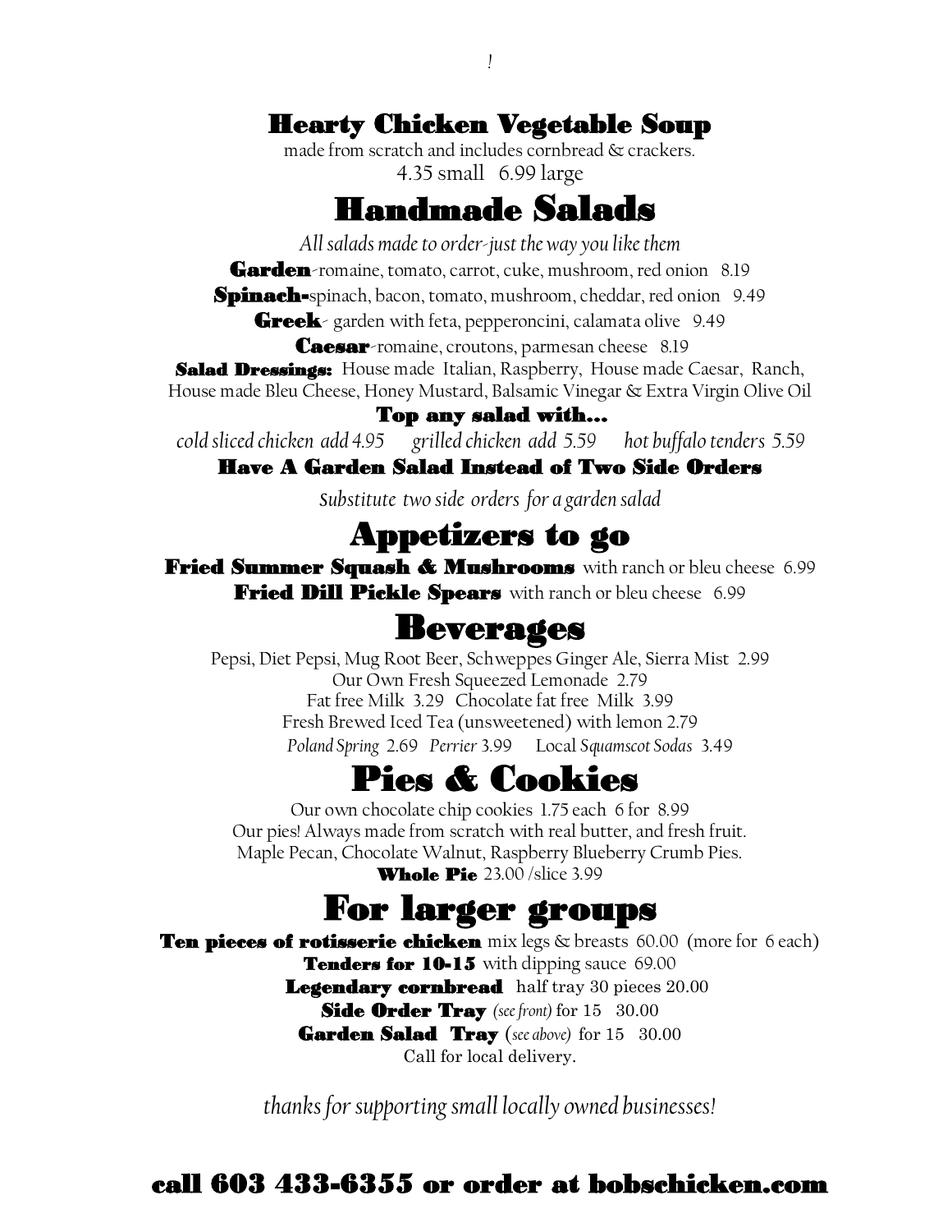!

## Hearty Chicken Vegetable Soup

made from scratch and includes cornbread & crackers.
4.35 small 6.99 large

# Handmade Salads

*All salads made to order-just the way you like them*

**Garden**-romaine, tomato, carrot, cuke, mushroom, red onion 8.19

**Spinach-**spinach, bacon, tomato, mushroom, cheddar, red onion 9.49

**Greek**- garden with feta, pepperoncini, calamata olive 9.49

**Caesar**-romaine, croutons, parmesan cheese 8.19

**Salad Dressings:** House made Italian, Raspberry, House made Caesar, Ranch, House made Bleu Cheese, Honey Mustard, Balsamic Vinegar & Extra Virgin Olive Oil

### Top any salad with...

*cold sliced chicken add 4.95 grilled chicken add 5.59 hot buffalo tenders 5.59*

### Have A Garden Salad Instead of Two Side Orders

*Substitute two side orders for a garden salad*

# Appetizers to go

**Fried Summer Squash & Mushrooms** with ranch or bleu cheese 6.99

**Fried Dill Pickle Spears** with ranch or bleu cheese 6.99

# Beverages

Pepsi, Diet Pepsi, Mug Root Beer, Schweppes Ginger Ale, Sierra Mist 2.99
Our Own Fresh Squeezed Lemonade 2.79
Fat free Milk 3.29 Chocolate fat free Milk 3.99
Fresh Brewed Iced Tea (unsweetened) with lemon 2.79
*Poland Spring* 2.69 *Perrier* 3.99 Local *Squamscot Sodas* 3.49

# Pies & Cookies

Our own chocolate chip cookies 1.75 each 6 for 8.99
Our pies! Always made from scratch with real butter, and fresh fruit.
Maple Pecan, Chocolate Walnut, Raspberry Blueberry Crumb Pies.
**Whole Pie** 23.00 /slice 3.99

# For larger groups

**Ten pieces of rotisserie chicken** mix legs & breasts 60.00 (more for 6 each)

**Tenders for 10-15** with dipping sauce 69.00

**Legendary cornbread** half tray 30 pieces 20.00

**Side Order Tray** *(see front)* for 15 30.00

**Garden Salad Tray** (*see above*) for 15 30.00

Call for local delivery.

*thanks for supporting small locally owned businesses!*

**call 603 433-6355 or order at bobschicken.com**